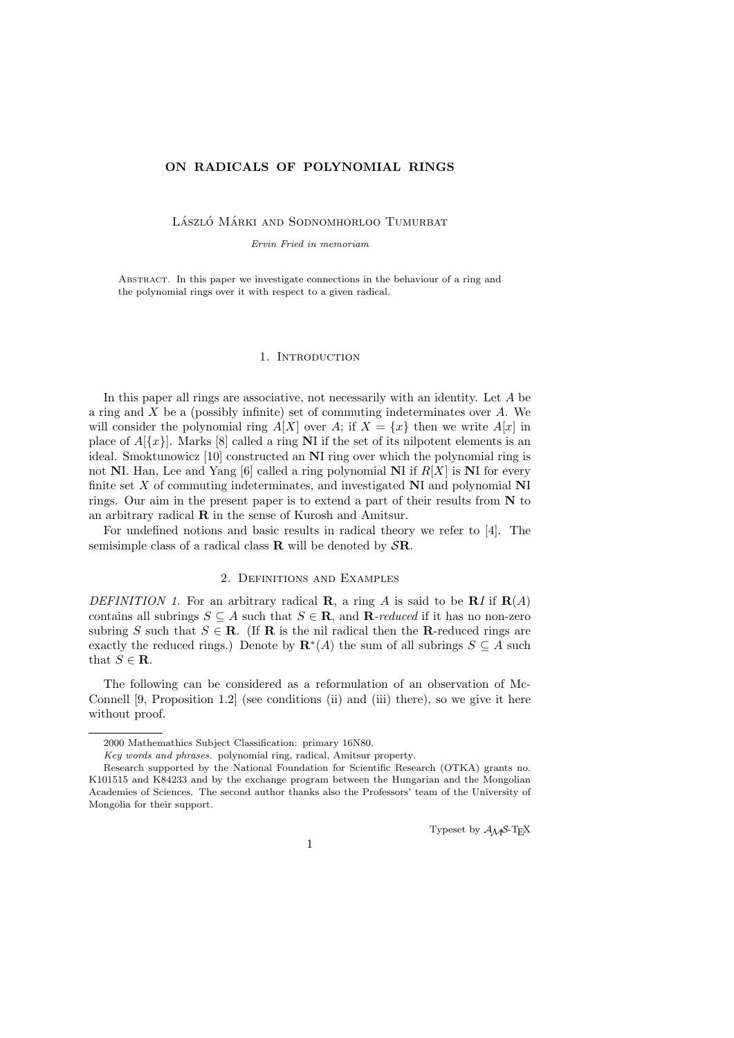# ON RADICALS OF POLYNOMIAL RINGS

László Márki and Sodnomhorloo Tumurbat

*Ervin Fried in memoriam*

Abstract. In this paper we investigate connections in the behaviour of a ring and the polynomial rings over it with respect to a given radical.

## 1. Introduction

In this paper all rings are associative, not necessarily with an identity. Let $A$ be a ring and $X$ be a (possibly infinite) set of commuting indeterminates over $A$. We will consider the polynomial ring $A[X]$ over $A$; if $X = \{x\}$ then we write $A[x]$ in place of $A[\{x\}]$. Marks [8] called a ring $\mathbf{N}$I if the set of its nilpotent elements is an ideal. Smoktunowicz [10] constructed an $\mathbf{N}$I ring over which the polynomial ring is not $\mathbf{N}$I. Han, Lee and Yang [6] called a ring polynomial $\mathbf{N}$I if $R[X]$ is $\mathbf{N}$I for every finite set $X$ of commuting indeterminates, and investigated $\mathbf{N}$I and polynomial $\mathbf{N}$I rings. Our aim in the present paper is to extend a part of their results from $\mathbf{N}$ to an arbitrary radical $\mathbf{R}$ in the sense of Kurosh and Amitsur.

For undefined notions and basic results in radical theory we refer to [4]. The semisimple class of a radical class $\mathbf{R}$ will be denoted by $\mathcal{S}\mathbf{R}$.

## 2. Definitions and Examples

*DEFINITION 1.* For an arbitrary radical $\mathbf{R}$, a ring $A$ is said to be $\mathbf{R}I$ if $\mathbf{R}(A)$ contains all subrings $S \subseteq A$ such that $S \in \mathbf{R}$, and $\mathbf{R}$*-reduced* if it has no non-zero subring $S$ such that $S \in \mathbf{R}$. (If $\mathbf{R}$ is the nil radical then the $\mathbf{R}$-reduced rings are exactly the reduced rings.) Denote by $\mathbf{R}^*(A)$ the sum of all subrings $S \subseteq A$ such that $S \in \mathbf{R}$.

The following can be considered as a reformulation of an observation of McConnell [9, Proposition 1.2] (see conditions (ii) and (iii) there), so we give it here without proof.

---

2000 Mathemathics Subject Classification: primary 16N80.

*Key words and phrases.* polynomial ring, radical, Amitsur property.

Research supported by the National Foundation for Scientific Research (OTKA) grants no. K101515 and K84233 and by the exchange program between the Hungarian and the Mongolian Academies of Sciences. The second author thanks also the Professors' team of the University of Mongolia for their support.

Typeset by $\mathcal{A}\mathcal{M}\mathcal{S}$-TEX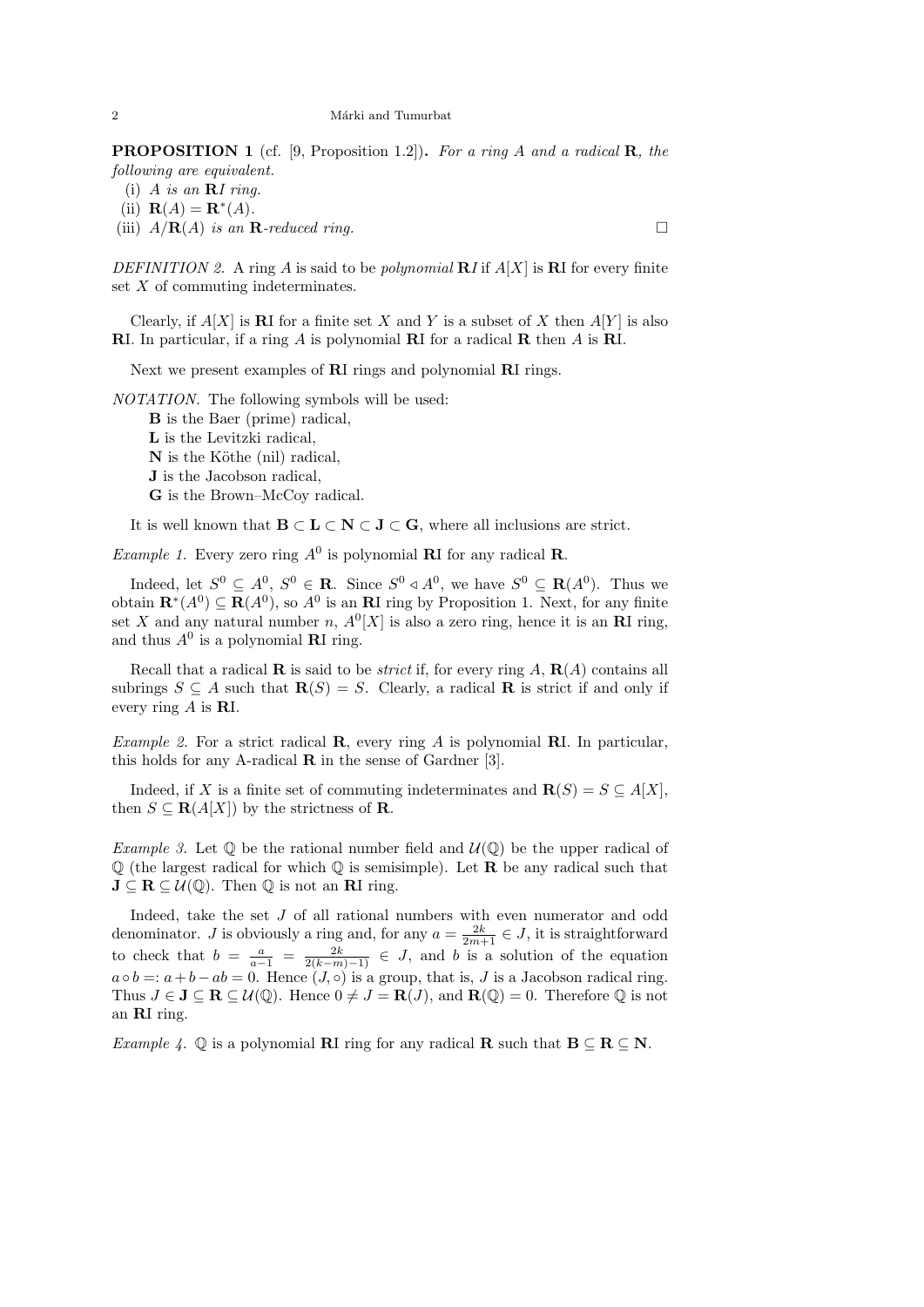**PROPOSITION 1** (cf. [9, Proposition 1.2])**.** *For a ring $A$ and a radical $\mathbf{R}$, the following are equivalent.*

(i) *$A$ is an $\mathbf{R}I$ ring.*

(ii) $\mathbf{R}(A) = \mathbf{R}^*(A)$.

(iii) *$A/\mathbf{R}(A)$ is an $\mathbf{R}$-reduced ring.* □

*DEFINITION 2.* A ring $A$ is said to be *polynomial* $\mathbf{R}I$ if $A[X]$ is $\mathbf{R}$I for every finite set $X$ of commuting indeterminates.

Clearly, if $A[X]$ is $\mathbf{R}$I for a finite set $X$ and $Y$ is a subset of $X$ then $A[Y]$ is also $\mathbf{R}$I. In particular, if a ring $A$ is polynomial $\mathbf{R}$I for a radical $\mathbf{R}$ then $A$ is $\mathbf{R}$I.

Next we present examples of $\mathbf{R}$I rings and polynomial $\mathbf{R}$I rings.

*NOTATION.* The following symbols will be used:

$\mathbf{B}$ is the Baer (prime) radical,
$\mathbf{L}$ is the Levitzki radical,
$\mathbf{N}$ is the Köthe (nil) radical,
$\mathbf{J}$ is the Jacobson radical,
$\mathbf{G}$ is the Brown–McCoy radical.

It is well known that $\mathbf{B} \subset \mathbf{L} \subset \mathbf{N} \subset \mathbf{J} \subset \mathbf{G}$, where all inclusions are strict.

*Example 1.* Every zero ring $A^0$ is polynomial $\mathbf{R}$I for any radical $\mathbf{R}$.

Indeed, let $S^0 \subseteq A^0$, $S^0 \in \mathbf{R}$. Since $S^0 \triangleleft A^0$, we have $S^0 \subseteq \mathbf{R}(A^0)$. Thus we obtain $\mathbf{R}^*(A^0) \subseteq \mathbf{R}(A^0)$, so $A^0$ is an $\mathbf{R}$I ring by Proposition 1. Next, for any finite set $X$ and any natural number $n$, $A^0[X]$ is also a zero ring, hence it is an $\mathbf{R}$I ring, and thus $A^0$ is a polynomial $\mathbf{R}$I ring.

Recall that a radical $\mathbf{R}$ is said to be *strict* if, for every ring $A$, $\mathbf{R}(A)$ contains all subrings $S \subseteq A$ such that $\mathbf{R}(S) = S$. Clearly, a radical $\mathbf{R}$ is strict if and only if every ring $A$ is $\mathbf{R}$I.

*Example 2.* For a strict radical $\mathbf{R}$, every ring $A$ is polynomial $\mathbf{R}$I. In particular, this holds for any A-radical $\mathbf{R}$ in the sense of Gardner [3].

Indeed, if $X$ is a finite set of commuting indeterminates and $\mathbf{R}(S) = S \subseteq A[X]$, then $S \subseteq \mathbf{R}(A[X])$ by the strictness of $\mathbf{R}$.

*Example 3.* Let $\mathbb{Q}$ be the rational number field and $\mathcal{U}(\mathbb{Q})$ be the upper radical of $\mathbb{Q}$ (the largest radical for which $\mathbb{Q}$ is semisimple). Let $\mathbf{R}$ be any radical such that $\mathbf{J} \subseteq \mathbf{R} \subseteq \mathcal{U}(\mathbb{Q})$. Then $\mathbb{Q}$ is not an $\mathbf{R}$I ring.

Indeed, take the set $J$ of all rational numbers with even numerator and odd denominator. $J$ is obviously a ring and, for any $a = \frac{2k}{2m+1} \in J$, it is straightforward to check that $b = \frac{a}{a-1} = \frac{2k}{2(k-m)-1} \in J$, and $b$ is a solution of the equation $a \circ b =: a + b - ab = 0$. Hence $(J, \circ)$ is a group, that is, $J$ is a Jacobson radical ring. Thus $J \in \mathbf{J} \subseteq \mathbf{R} \subseteq \mathcal{U}(\mathbb{Q})$. Hence $0 \neq J = \mathbf{R}(J)$, and $\mathbf{R}(\mathbb{Q}) = 0$. Therefore $\mathbb{Q}$ is not an $\mathbf{R}$I ring.

*Example 4.* $\mathbb{Q}$ is a polynomial $\mathbf{R}$I ring for any radical $\mathbf{R}$ such that $\mathbf{B} \subseteq \mathbf{R} \subseteq \mathbf{N}$.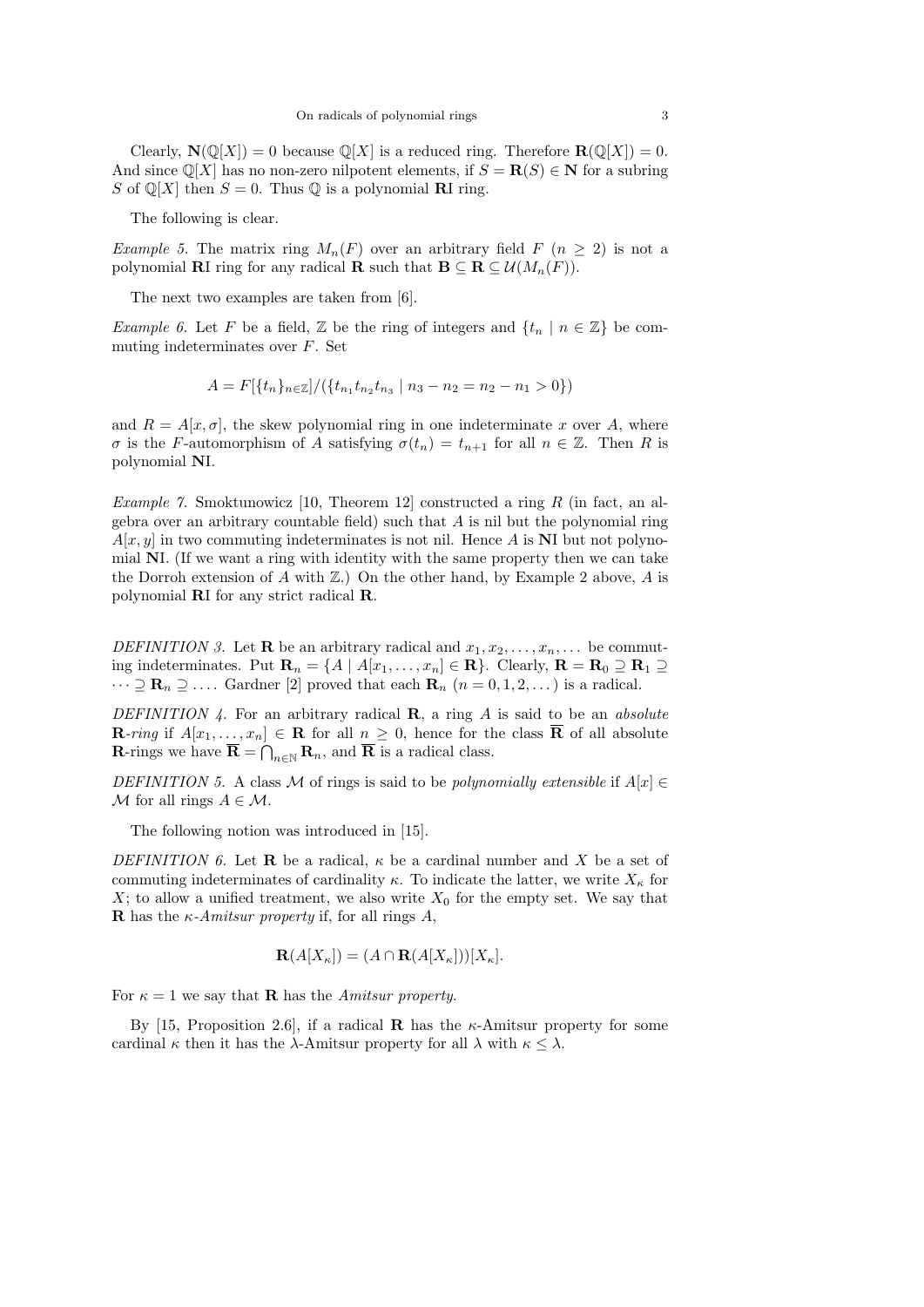Clearly, $\mathbf{N}(\mathbb{Q}[X]) = 0$ because $\mathbb{Q}[X]$ is a reduced ring. Therefore $\mathbf{R}(\mathbb{Q}[X]) = 0$. And since $\mathbb{Q}[X]$ has no non-zero nilpotent elements, if $S = \mathbf{R}(S) \in \mathbf{N}$ for a subring $S$ of $\mathbb{Q}[X]$ then $S = 0$. Thus $\mathbb{Q}$ is a polynomial $\mathbf{R}$I ring.

The following is clear.

*Example 5.* The matrix ring $M_n(F)$ over an arbitrary field $F$ ($n \geq 2$) is not a polynomial $\mathbf{R}$I ring for any radical $\mathbf{R}$ such that $\mathbf{B} \subseteq \mathbf{R} \subseteq \mathcal{U}(M_n(F))$.

The next two examples are taken from [6].

*Example 6.* Let $F$ be a field, $\mathbb{Z}$ be the ring of integers and $\{t_n \mid n \in \mathbb{Z}\}$ be commuting indeterminates over $F$. Set

$$A = F[\{t_n\}_{n \in \mathbb{Z}}]/(\{t_{n_1} t_{n_2} t_{n_3} \mid n_3 - n_2 = n_2 - n_1 > 0\})$$

and $R = A[x, \sigma]$, the skew polynomial ring in one indeterminate $x$ over $A$, where $\sigma$ is the $F$-automorphism of $A$ satisfying $\sigma(t_n) = t_{n+1}$ for all $n \in \mathbb{Z}$. Then $R$ is polynomial $\mathbf{N}$I.

*Example 7.* Smoktunowicz [10, Theorem 12] constructed a ring $R$ (in fact, an algebra over an arbitrary countable field) such that $A$ is nil but the polynomial ring $A[x, y]$ in two commuting indeterminates is not nil. Hence $A$ is $\mathbf{N}$I but not polynomial $\mathbf{N}$I. (If we want a ring with identity with the same property then we can take the Dorroh extension of $A$ with $\mathbb{Z}$.) On the other hand, by Example 2 above, $A$ is polynomial $\mathbf{R}$I for any strict radical $\mathbf{R}$.

*DEFINITION 3.* Let $\mathbf{R}$ be an arbitrary radical and $x_1, x_2, \dots, x_n, \dots$ be commuting indeterminates. Put $\mathbf{R}_n = \{A \mid A[x_1, \dots, x_n] \in \mathbf{R}\}$. Clearly, $\mathbf{R} = \mathbf{R}_0 \supseteq \mathbf{R}_1 \supseteq \cdots \supseteq \mathbf{R}_n \supseteq \dots$. Gardner [2] proved that each $\mathbf{R}_n$ ($n = 0, 1, 2, \dots$) is a radical.

*DEFINITION 4.* For an arbitrary radical $\mathbf{R}$, a ring $A$ is said to be an *absolute* $\mathbf{R}$*-ring* if $A[x_1, \dots, x_n] \in \mathbf{R}$ for all $n \geq 0$, hence for the class $\overline{\mathbf{R}}$ of all absolute $\mathbf{R}$-rings we have $\overline{\mathbf{R}} = \bigcap_{n \in \mathbb{N}} \mathbf{R}_n$, and $\overline{\mathbf{R}}$ is a radical class.

*DEFINITION 5.* A class $\mathcal{M}$ of rings is said to be *polynomially extensible* if $A[x] \in \mathcal{M}$ for all rings $A \in \mathcal{M}$.

The following notion was introduced in [15].

*DEFINITION 6.* Let $\mathbf{R}$ be a radical, $\kappa$ be a cardinal number and $X$ be a set of commuting indeterminates of cardinality $\kappa$. To indicate the latter, we write $X_\kappa$ for $X$; to allow a unified treatment, we also write $X_0$ for the empty set. We say that $\mathbf{R}$ has the *$\kappa$-Amitsur property* if, for all rings $A$,

$$\mathbf{R}(A[X_\kappa]) = (A \cap \mathbf{R}(A[X_\kappa]))[X_\kappa].$$

For $\kappa = 1$ we say that $\mathbf{R}$ has the *Amitsur property*.

By [15, Proposition 2.6], if a radical $\mathbf{R}$ has the $\kappa$-Amitsur property for some cardinal $\kappa$ then it has the $\lambda$-Amitsur property for all $\lambda$ with $\kappa \leq \lambda$.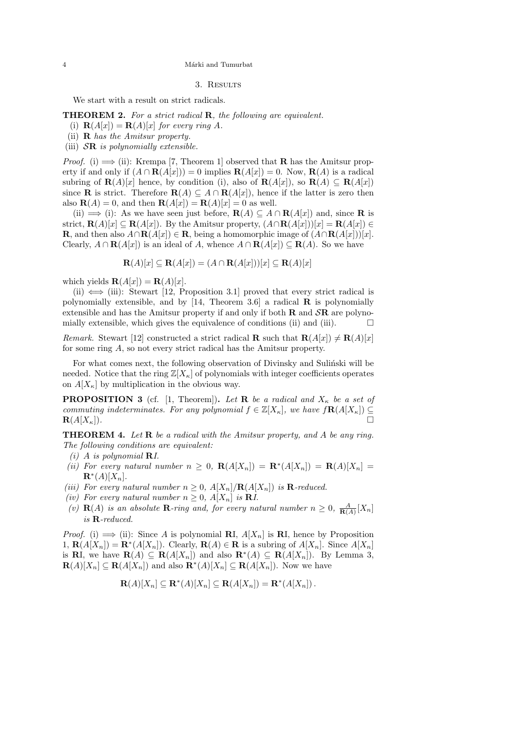## 3. Results

We start with a result on strict radicals.

**THEOREM 2.** *For a strict radical* $\mathbf{R}$*, the following are equivalent.*

(i) $\mathbf{R}(A[x]) = \mathbf{R}(A)[x]$ *for every ring* $A$.

(ii) $\mathbf{R}$ *has the Amitsur property.*

(iii) $\mathcal{S}\mathbf{R}$ *is polynomially extensible.*

*Proof.* (i) $\Longrightarrow$ (ii): Krempa [7, Theorem 1] observed that $\mathbf{R}$ has the Amitsur property if and only if $(A \cap \mathbf{R}(A[x])) = 0$ implies $\mathbf{R}(A[x]) = 0$. Now, $\mathbf{R}(A)$ is a radical subring of $\mathbf{R}(A)[x]$ hence, by condition (i), also of $\mathbf{R}(A[x])$, so $\mathbf{R}(A) \subseteq \mathbf{R}(A[x])$ since $\mathbf{R}$ is strict. Therefore $\mathbf{R}(A) \subseteq A \cap \mathbf{R}(A[x])$, hence if the latter is zero then also $\mathbf{R}(A) = 0$, and then $\mathbf{R}(A[x]) = \mathbf{R}(A)[x] = 0$ as well.

(ii) $\Longrightarrow$ (i): As we have seen just before, $\mathbf{R}(A) \subseteq A \cap \mathbf{R}(A[x])$ and, since $\mathbf{R}$ is strict, $\mathbf{R}(A)[x] \subseteq \mathbf{R}(A[x])$. By the Amitsur property, $(A \cap \mathbf{R}(A[x]))[x] = \mathbf{R}(A[x]) \in \mathbf{R}$, and then also $A \cap \mathbf{R}(A[x]) \in \mathbf{R}$, being a homomorphic image of $(A \cap \mathbf{R}(A[x]))[x]$. Clearly, $A \cap \mathbf{R}(A[x])$ is an ideal of $A$, whence $A \cap \mathbf{R}(A[x]) \subseteq \mathbf{R}(A)$. So we have

$$\mathbf{R}(A)[x] \subseteq \mathbf{R}(A[x]) = (A \cap \mathbf{R}(A[x]))[x] \subseteq \mathbf{R}(A)[x]$$

which yields $\mathbf{R}(A[x]) = \mathbf{R}(A)[x]$.

(ii) $\Longleftrightarrow$ (iii): Stewart [12, Proposition 3.1] proved that every strict radical is polynomially extensible, and by [14, Theorem 3.6] a radical $\mathbf{R}$ is polynomially extensible and has the Amitsur property if and only if both $\mathbf{R}$ and $\mathcal{S}\mathbf{R}$ are polynomially extensible, which gives the equivalence of conditions (ii) and (iii). $\square$

*Remark.* Stewart [12] constructed a strict radical $\mathbf{R}$ such that $\mathbf{R}(A[x]) \neq \mathbf{R}(A)[x]$ for some ring $A$, so not every strict radical has the Amitsur property.

For what comes next, the following observation of Divinsky and Suliński will be needed. Notice that the ring $\mathbb{Z}[X_\kappa]$ of polynomials with integer coefficients operates on $A[X_\kappa]$ by multiplication in the obvious way.

**PROPOSITION 3** (cf. [1, Theorem])**.** *Let* $\mathbf{R}$ *be a radical and* $X_\kappa$ *be a set of commuting indeterminates. For any polynomial* $f \in \mathbb{Z}[X_\kappa]$*, we have* $f\mathbf{R}(A[X_\kappa]) \subseteq \mathbf{R}(A[X_\kappa])$. $\square$

**THEOREM 4.** *Let* $\mathbf{R}$ *be a radical with the Amitsur property, and* $A$ *be any ring. The following conditions are equivalent:*

*(i)* $A$ *is polynomial* $\mathbf{R}$*I.*

*(ii) For every natural number* $n \geq 0$*,* $\mathbf{R}(A[X_n]) = \mathbf{R}^*(A[X_n]) = \mathbf{R}(A)[X_n] = \mathbf{R}^*(A)[X_n]$.

*(iii) For every natural number* $n \geq 0$*,* $A[X_n]/\mathbf{R}(A[X_n])$ *is* $\mathbf{R}$*-reduced.*

*(iv) For every natural number* $n \geq 0$*,* $A[X_n]$ *is* $\mathbf{R}$*I.*

*(v)* $\mathbf{R}(A)$ *is an absolute* $\mathbf{R}$*-ring and, for every natural number* $n \geq 0$*,* $\frac{A}{\mathbf{R}(A)}[X_n]$ *is* $\mathbf{R}$*-reduced.*

*Proof.* (i) $\Longrightarrow$ (ii): Since $A$ is polynomial $\mathbf{R}$I, $A[X_n]$ is $\mathbf{R}$I, hence by Proposition 1, $\mathbf{R}(A[X_n]) = \mathbf{R}^*(A[X_n])$. Clearly, $\mathbf{R}(A) \in \mathbf{R}$ is a subring of $A[X_n]$. Since $A[X_n]$ is $\mathbf{R}$I, we have $\mathbf{R}(A) \subseteq \mathbf{R}(A[X_n])$ and also $\mathbf{R}^*(A) \subseteq \mathbf{R}(A[X_n])$. By Lemma 3, $\mathbf{R}(A)[X_n] \subseteq \mathbf{R}(A[X_n])$ and also $\mathbf{R}^*(A)[X_n] \subseteq \mathbf{R}(A[X_n])$. Now we have

$$\mathbf{R}(A)[X_n] \subseteq \mathbf{R}^*(A)[X_n] \subseteq \mathbf{R}(A[X_n]) = \mathbf{R}^*(A[X_n])\,.$$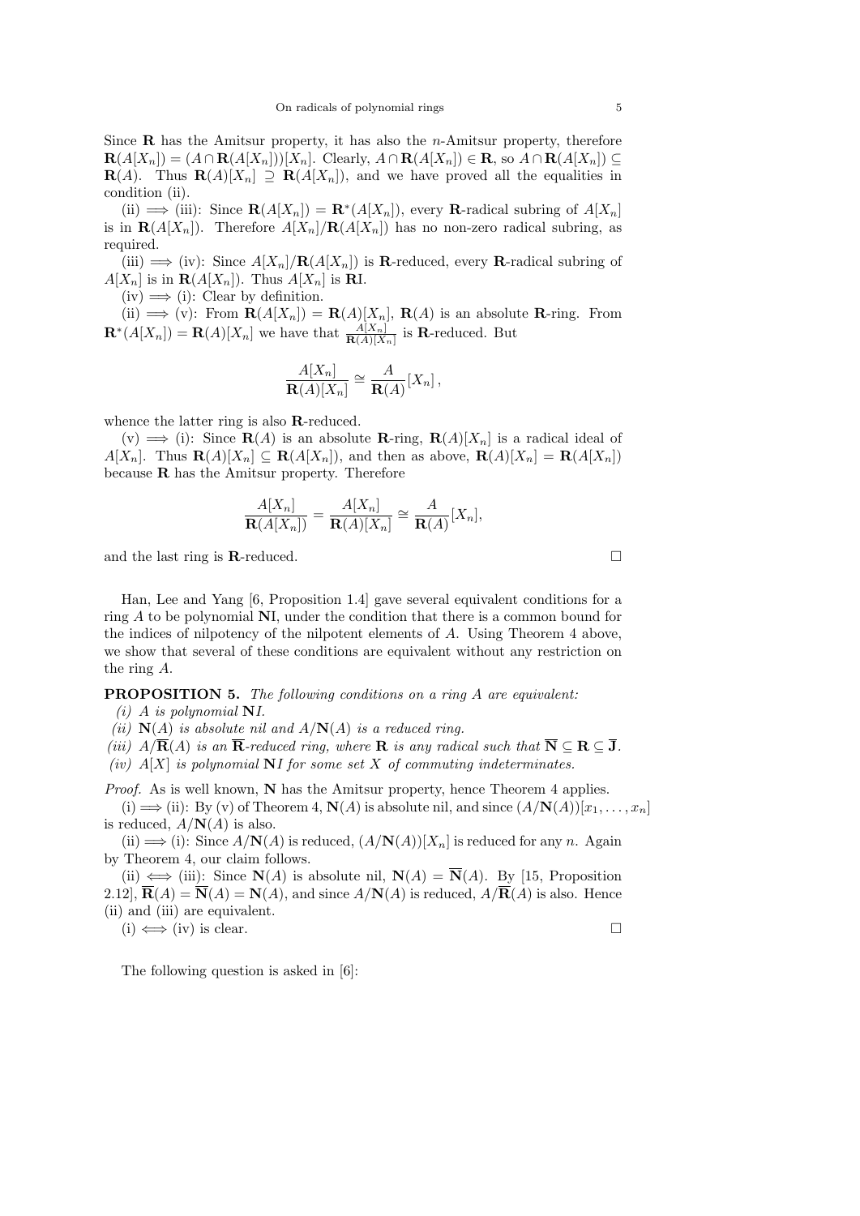Since $\mathbf{R}$ has the Amitsur property, it has also the $n$-Amitsur property, therefore $\mathbf{R}(A[X_n]) = (A \cap \mathbf{R}(A[X_n]))[X_n]$. Clearly, $A \cap \mathbf{R}(A[X_n]) \in \mathbf{R}$, so $A \cap \mathbf{R}(A[X_n]) \subseteq \mathbf{R}(A)$. Thus $\mathbf{R}(A)[X_n] \supseteq \mathbf{R}(A[X_n])$, and we have proved all the equalities in condition (ii).

(ii) $\Longrightarrow$ (iii): Since $\mathbf{R}(A[X_n]) = \mathbf{R}^*(A[X_n])$, every $\mathbf{R}$-radical subring of $A[X_n]$ is in $\mathbf{R}(A[X_n])$. Therefore $A[X_n]/\mathbf{R}(A[X_n])$ has no non-zero radical subring, as required.

(iii) $\Longrightarrow$ (iv): Since $A[X_n]/\mathbf{R}(A[X_n])$ is $\mathbf{R}$-reduced, every $\mathbf{R}$-radical subring of $A[X_n]$ is in $\mathbf{R}(A[X_n])$. Thus $A[X_n]$ is $\mathbf{R}$I.

(iv) $\Longrightarrow$ (i): Clear by definition.

(ii) $\Longrightarrow$ (v): From $\mathbf{R}(A[X_n]) = \mathbf{R}(A)[X_n]$, $\mathbf{R}(A)$ is an absolute $\mathbf{R}$-ring. From $\mathbf{R}^*(A[X_n]) = \mathbf{R}(A)[X_n]$ we have that $\frac{A[X_n]}{\mathbf{R}(A)[X_n]}$ is $\mathbf{R}$-reduced. But

$$\frac{A[X_n]}{\mathbf{R}(A)[X_n]} \cong \frac{A}{\mathbf{R}(A)}[X_n]\,,$$

whence the latter ring is also $\mathbf{R}$-reduced.

(v) $\Longrightarrow$ (i): Since $\mathbf{R}(A)$ is an absolute $\mathbf{R}$-ring, $\mathbf{R}(A)[X_n]$ is a radical ideal of $A[X_n]$. Thus $\mathbf{R}(A)[X_n] \subseteq \mathbf{R}(A[X_n])$, and then as above, $\mathbf{R}(A)[X_n] = \mathbf{R}(A[X_n])$ because $\mathbf{R}$ has the Amitsur property. Therefore

$$\frac{A[X_n]}{\mathbf{R}(A[X_n])} = \frac{A[X_n]}{\mathbf{R}(A)[X_n]} \cong \frac{A}{\mathbf{R}(A)}[X_n],$$

and the last ring is $\mathbf{R}$-reduced. $\square$

Han, Lee and Yang [6, Proposition 1.4] gave several equivalent conditions for a ring $A$ to be polynomial **N**I, under the condition that there is a common bound for the indices of nilpotency of the nilpotent elements of $A$. Using Theorem 4 above, we show that several of these conditions are equivalent without any restriction on the ring $A$.

**PROPOSITION 5.** *The following conditions on a ring $A$ are equivalent:*

*(i) $A$ is polynomial* **N***I.*

*(ii) $\mathbf{N}(A)$ is absolute nil and $A/\mathbf{N}(A)$ is a reduced ring.*

*(iii) $A/\overline{\mathbf{R}}(A)$ is an $\overline{\mathbf{R}}$-reduced ring, where $\mathbf{R}$ is any radical such that $\overline{\mathbf{N}} \subseteq \mathbf{R} \subseteq \overline{\mathbf{J}}$.*

*(iv) $A[X]$ is polynomial* **N***I for some set $X$ of commuting indeterminates.*

*Proof.* As is well known, $\mathbf{N}$ has the Amitsur property, hence Theorem 4 applies.

(i) $\Longrightarrow$ (ii): By (v) of Theorem 4, $\mathbf{N}(A)$ is absolute nil, and since $(A/\mathbf{N}(A))[x_1, \ldots, x_n]$ is reduced, $A/\mathbf{N}(A)$ is also.

(ii) $\Longrightarrow$ (i): Since $A/\mathbf{N}(A)$ is reduced, $(A/\mathbf{N}(A))[X_n]$ is reduced for any $n$. Again by Theorem 4, our claim follows.

(ii) $\Longleftrightarrow$ (iii): Since $\mathbf{N}(A)$ is absolute nil, $\mathbf{N}(A) = \overline{\mathbf{N}}(A)$. By [15, Proposition 2.12], $\overline{\mathbf{R}}(A) = \overline{\mathbf{N}}(A) = \mathbf{N}(A)$, and since $A/\mathbf{N}(A)$ is reduced, $A/\overline{\mathbf{R}}(A)$ is also. Hence (ii) and (iii) are equivalent.

(i) $\Longleftrightarrow$ (iv) is clear. $\square$

The following question is asked in [6]: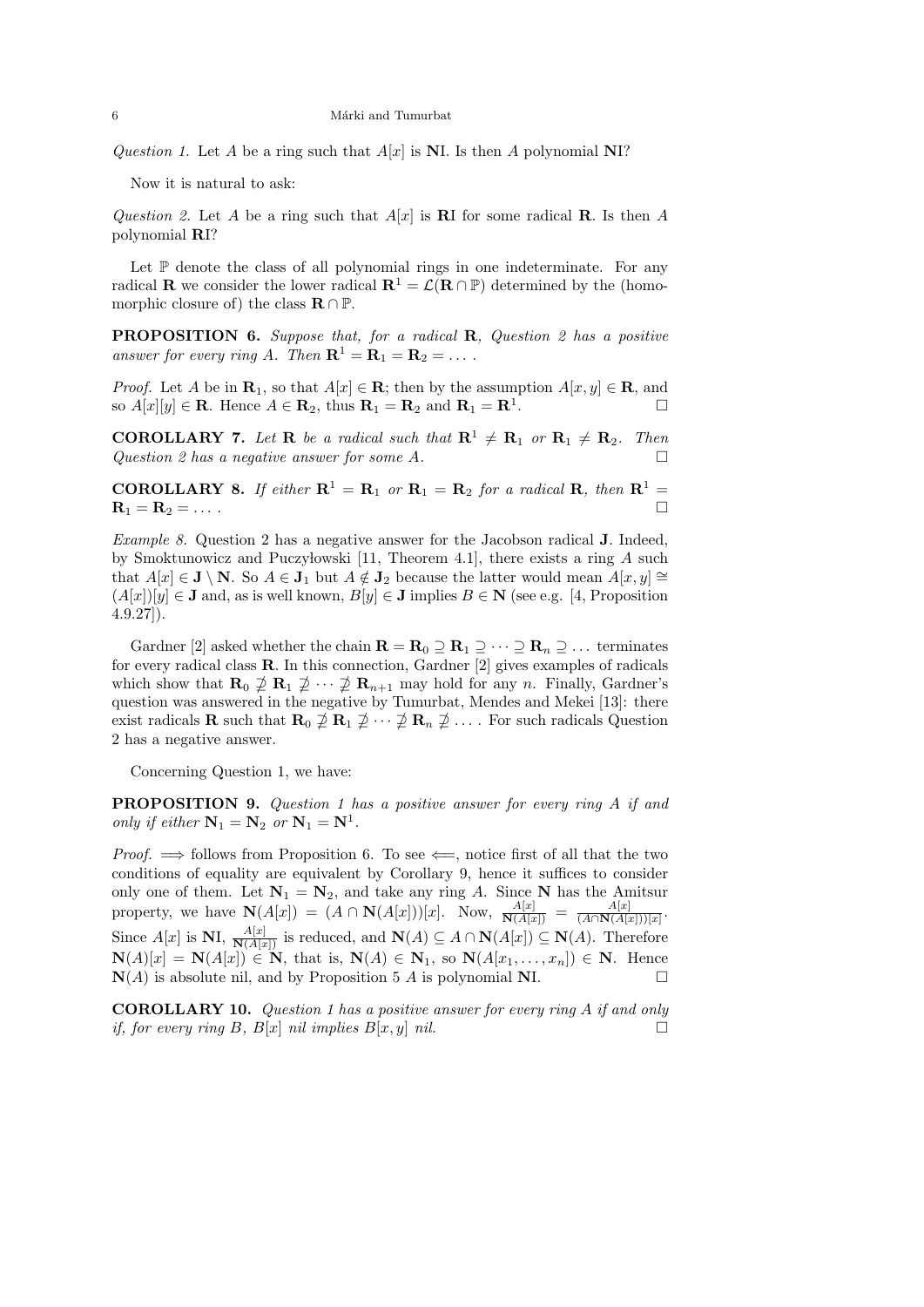*Question 1.* Let $A$ be a ring such that $A[x]$ is **N**I. Is then $A$ polynomial **N**I?

Now it is natural to ask:

*Question 2.* Let $A$ be a ring such that $A[x]$ is **R**I for some radical **R**. Is then $A$ polynomial **R**I?

Let $\mathbb{P}$ denote the class of all polynomial rings in one indeterminate. For any radical $\mathbf{R}$ we consider the lower radical $\mathbf{R}^1 = \mathcal{L}(\mathbf{R} \cap \mathbb{P})$ determined by the (homomorphic closure of) the class $\mathbf{R} \cap \mathbb{P}$.

**PROPOSITION 6.** *Suppose that, for a radical* $\mathbf{R}$*, Question 2 has a positive answer for every ring* $A$*. Then* $\mathbf{R}^1 = \mathbf{R}_1 = \mathbf{R}_2 = \dots$ *.*

*Proof.* Let $A$ be in $\mathbf{R}_1$, so that $A[x] \in \mathbf{R}$; then by the assumption $A[x, y] \in \mathbf{R}$, and so $A[x][y] \in \mathbf{R}$. Hence $A \in \mathbf{R}_2$, thus $\mathbf{R}_1 = \mathbf{R}_2$ and $\mathbf{R}_1 = \mathbf{R}^1$. □

**COROLLARY 7.** *Let* $\mathbf{R}$ *be a radical such that* $\mathbf{R}^1 \neq \mathbf{R}_1$ *or* $\mathbf{R}_1 \neq \mathbf{R}_2$*. Then Question 2 has a negative answer for some* $A$*.* □

**COROLLARY 8.** *If either* $\mathbf{R}^1 = \mathbf{R}_1$ *or* $\mathbf{R}_1 = \mathbf{R}_2$ *for a radical* $\mathbf{R}$*, then* $\mathbf{R}^1 = \mathbf{R}_1 = \mathbf{R}_2 = \dots$ *.* □

*Example 8.* Question 2 has a negative answer for the Jacobson radical **J**. Indeed, by Smoktunowicz and Puczyłowski [11, Theorem 4.1], there exists a ring $A$ such that $A[x] \in \mathbf{J} \setminus \mathbf{N}$. So $A \in \mathbf{J}_1$ but $A \notin \mathbf{J}_2$ because the latter would mean $A[x, y] \cong (A[x])[y] \in \mathbf{J}$ and, as is well known, $B[y] \in \mathbf{J}$ implies $B \in \mathbf{N}$ (see e.g. [4, Proposition 4.9.27]).

Gardner [2] asked whether the chain $\mathbf{R} = \mathbf{R}_0 \supseteq \mathbf{R}_1 \supseteq \dots \supseteq \mathbf{R}_n \supseteq \dots$ terminates for every radical class **R**. In this connection, Gardner [2] gives examples of radicals which show that $\mathbf{R}_0 \not\supseteq \mathbf{R}_1 \not\supseteq \dots \not\supseteq \mathbf{R}_{n+1}$ may hold for any $n$. Finally, Gardner's question was answered in the negative by Tumurbat, Mendes and Mekei [13]: there exist radicals **R** such that $\mathbf{R}_0 \not\supseteq \mathbf{R}_1 \not\supseteq \dots \not\supseteq \mathbf{R}_n \not\supseteq \dots$ . For such radicals Question 2 has a negative answer.

Concerning Question 1, we have:

**PROPOSITION 9.** *Question 1 has a positive answer for every ring* $A$ *if and only if either* $\mathbf{N}_1 = \mathbf{N}_2$ *or* $\mathbf{N}_1 = \mathbf{N}^1$*.*

*Proof.* $\Longrightarrow$ follows from Proposition 6. To see $\Longleftarrow$, notice first of all that the two conditions of equality are equivalent by Corollary 9, hence it suffices to consider only one of them. Let $\mathbf{N}_1 = \mathbf{N}_2$, and take any ring $A$. Since **N** has the Amitsur property, we have $\mathbf{N}(A[x]) = (A \cap \mathbf{N}(A[x]))[x]$. Now, $\frac{A[x]}{\mathbf{N}(A[x])} = \frac{A[x]}{(A \cap \mathbf{N}(A[x]))[x]}$. Since $A[x]$ is **N**I, $\frac{A[x]}{\mathbf{N}(A[x])}$ is reduced, and $\mathbf{N}(A) \subseteq A \cap \mathbf{N}(A[x]) \subseteq \mathbf{N}(A)$. Therefore $\mathbf{N}(A)[x] = \mathbf{N}(A[x]) \in \mathbf{N}$, that is, $\mathbf{N}(A) \in \mathbf{N}_1$, so $\mathbf{N}(A[x_1, \dots, x_n]) \in \mathbf{N}$. Hence $\mathbf{N}(A)$ is absolute nil, and by Proposition 5 $A$ is polynomial **N**I. □

**COROLLARY 10.** *Question 1 has a positive answer for every ring* $A$ *if and only if, for every ring* $B$*,* $B[x]$ *nil implies* $B[x, y]$ *nil.* □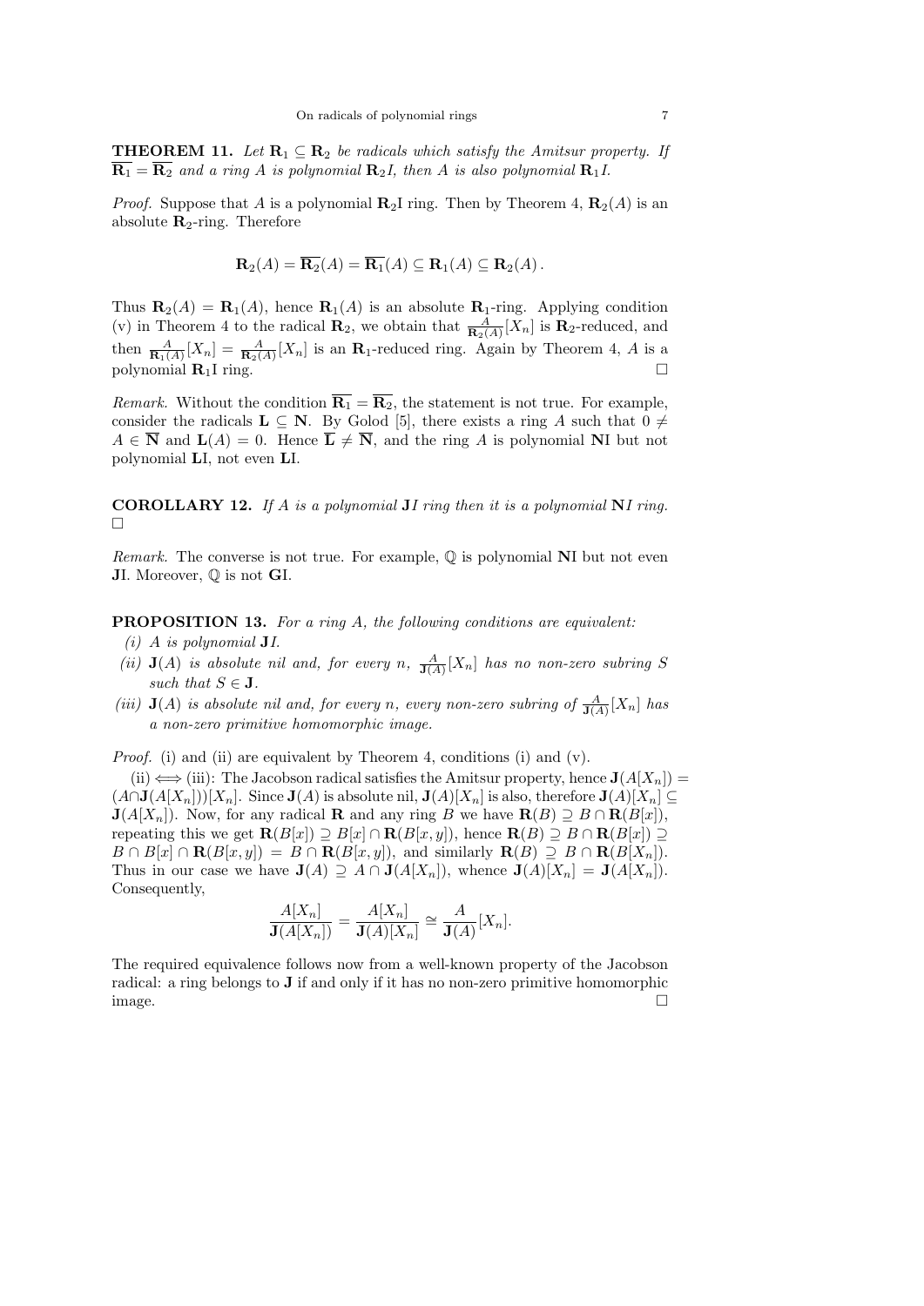**THEOREM 11.** *Let $\mathbf{R}_1 \subseteq \mathbf{R}_2$ be radicals which satisfy the Amitsur property. If $\overline{\mathbf{R}_1} = \overline{\mathbf{R}_2}$ and a ring $A$ is polynomial $\mathbf{R}_2$I, then $A$ is also polynomial $\mathbf{R}_1$I.*

*Proof.* Suppose that $A$ is a polynomial $\mathbf{R}_2$I ring. Then by Theorem 4, $\mathbf{R}_2(A)$ is an absolute $\mathbf{R}_2$-ring. Therefore

$$\mathbf{R}_2(A) = \overline{\mathbf{R}_2}(A) = \overline{\mathbf{R}_1}(A) \subseteq \mathbf{R}_1(A) \subseteq \mathbf{R}_2(A)\,.$$

Thus $\mathbf{R}_2(A) = \mathbf{R}_1(A)$, hence $\mathbf{R}_1(A)$ is an absolute $\mathbf{R}_1$-ring. Applying condition (v) in Theorem 4 to the radical $\mathbf{R}_2$, we obtain that $\frac{A}{\mathbf{R}_2(A)}[X_n]$ is $\mathbf{R}_2$-reduced, and then $\frac{A}{\mathbf{R}_1(A)}[X_n] = \frac{A}{\mathbf{R}_2(A)}[X_n]$ is an $\mathbf{R}_1$-reduced ring. Again by Theorem 4, $A$ is a polynomial $\mathbf{R}_1$I ring. □

*Remark.* Without the condition $\overline{\mathbf{R}_1} = \overline{\mathbf{R}_2}$, the statement is not true. For example, consider the radicals $\mathbf{L} \subseteq \mathbf{N}$. By Golod [5], there exists a ring $A$ such that $0 \neq A \in \overline{\mathbf{N}}$ and $\mathbf{L}(A) = 0$. Hence $\overline{\mathbf{L}} \neq \overline{\mathbf{N}}$, and the ring $A$ is polynomial $\mathbf{N}$I but not polynomial $\mathbf{L}$I, not even $\mathbf{L}$I.

**COROLLARY 12.** *If $A$ is a polynomial $\mathbf{J}$I ring then it is a polynomial $\mathbf{N}$I ring.* □

*Remark.* The converse is not true. For example, $\mathbb{Q}$ is polynomial $\mathbf{N}$I but not even $\mathbf{J}$I. Moreover, $\mathbb{Q}$ is not $\mathbf{G}$I.

**PROPOSITION 13.** *For a ring $A$, the following conditions are equivalent:*

*(i) $A$ is polynomial $\mathbf{J}$I.*

*(ii) $\mathbf{J}(A)$ is absolute nil and, for every $n$, $\frac{A}{\mathbf{J}(A)}[X_n]$ has no non-zero subring $S$ such that $S \in \mathbf{J}$.*

*(iii) $\mathbf{J}(A)$ is absolute nil and, for every $n$, every non-zero subring of $\frac{A}{\mathbf{J}(A)}[X_n]$ has a non-zero primitive homomorphic image.*

*Proof.* (i) and (ii) are equivalent by Theorem 4, conditions (i) and (v).

(ii) $\Longleftrightarrow$ (iii): The Jacobson radical satisfies the Amitsur property, hence $\mathbf{J}(A[X_n]) = (A \cap \mathbf{J}(A[X_n]))[X_n]$. Since $\mathbf{J}(A)$ is absolute nil, $\mathbf{J}(A)[X_n]$ is also, therefore $\mathbf{J}(A)[X_n] \subseteq \mathbf{J}(A[X_n])$. Now, for any radical $\mathbf{R}$ and any ring $B$ we have $\mathbf{R}(B) \supseteq B \cap \mathbf{R}(B[x])$, repeating this we get $\mathbf{R}(B[x]) \supseteq B[x] \cap \mathbf{R}(B[x,y])$, hence $\mathbf{R}(B) \supseteq B \cap \mathbf{R}(B[x]) \supseteq B \cap B[x] \cap \mathbf{R}(B[x,y]) = B \cap \mathbf{R}(B[x,y])$, and similarly $\mathbf{R}(B) \supseteq B \cap \mathbf{R}(B[X_n])$. Thus in our case we have $\mathbf{J}(A) \supseteq A \cap \mathbf{J}(A[X_n])$, whence $\mathbf{J}(A)[X_n] = \mathbf{J}(A[X_n])$. Consequently,

$$\frac{A[X_n]}{\mathbf{J}(A[X_n])} = \frac{A[X_n]}{\mathbf{J}(A)[X_n]} \cong \frac{A}{\mathbf{J}(A)}[X_n].$$

The required equivalence follows now from a well-known property of the Jacobson radical: a ring belongs to $\mathbf{J}$ if and only if it has no non-zero primitive homomorphic image. □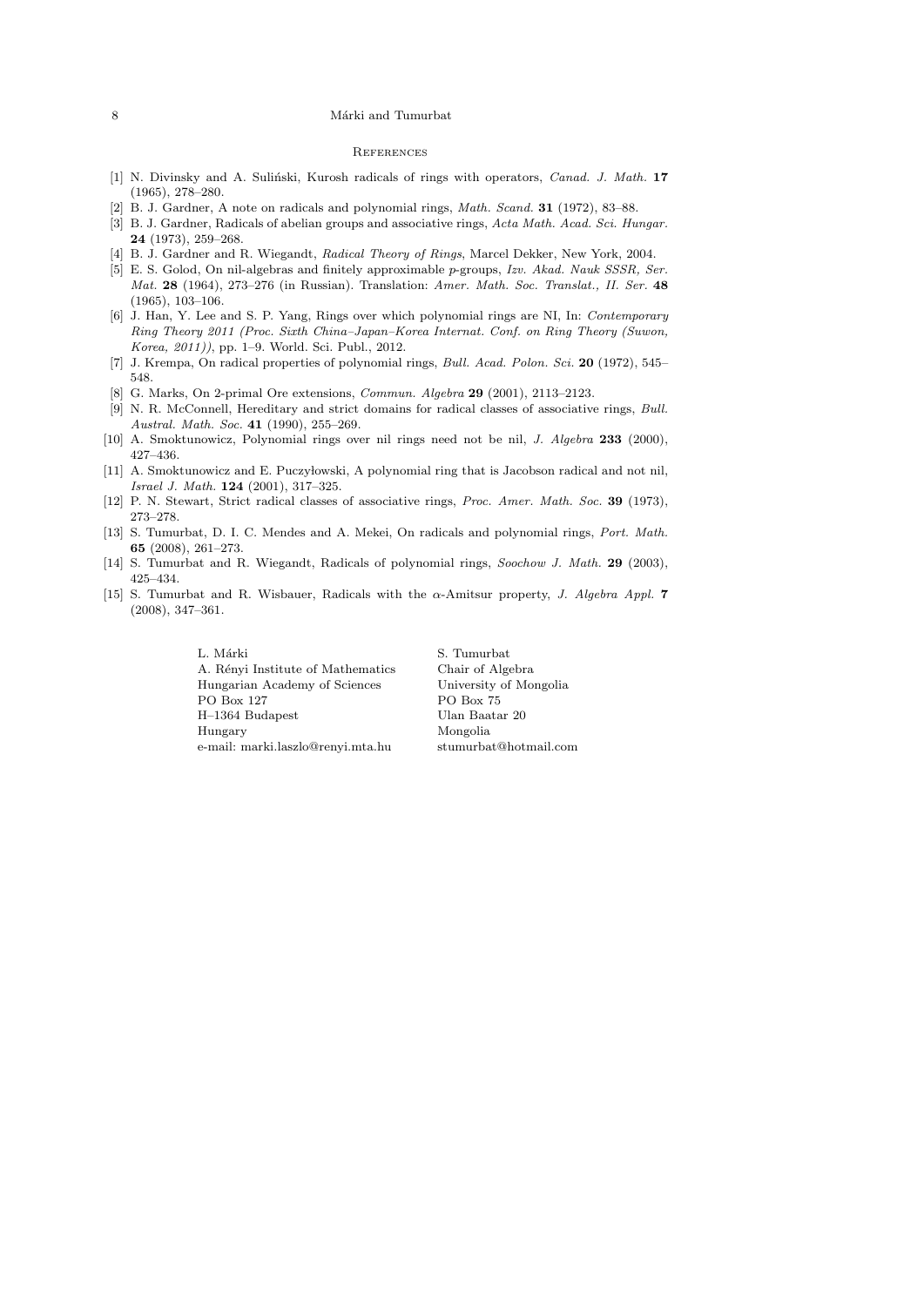## References

[1] N. Divinsky and A. Suliński, Kurosh radicals of rings with operators, *Canad. J. Math.* **17** (1965), 278–280.

[2] B. J. Gardner, A note on radicals and polynomial rings, *Math. Scand.* **31** (1972), 83–88.

[3] B. J. Gardner, Radicals of abelian groups and associative rings, *Acta Math. Acad. Sci. Hungar.* **24** (1973), 259–268.

[4] B. J. Gardner and R. Wiegandt, *Radical Theory of Rings*, Marcel Dekker, New York, 2004.

[5] E. S. Golod, On nil-algebras and finitely approximable $p$-groups, *Izv. Akad. Nauk SSSR, Ser. Mat.* **28** (1964), 273–276 (in Russian). Translation: *Amer. Math. Soc. Translat., II. Ser.* **48** (1965), 103–106.

[6] J. Han, Y. Lee and S. P. Yang, Rings over which polynomial rings are NI, In: *Contemporary Ring Theory 2011 (Proc. Sixth China–Japan–Korea Internat. Conf. on Ring Theory (Suwon, Korea, 2011))*, pp. 1–9. World. Sci. Publ., 2012.

[7] J. Krempa, On radical properties of polynomial rings, *Bull. Acad. Polon. Sci.* **20** (1972), 545–548.

[8] G. Marks, On 2-primal Ore extensions, *Commun. Algebra* **29** (2001), 2113–2123.

[9] N. R. McConnell, Hereditary and strict domains for radical classes of associative rings, *Bull. Austral. Math. Soc.* **41** (1990), 255–269.

[10] A. Smoktunowicz, Polynomial rings over nil rings need not be nil, *J. Algebra* **233** (2000), 427–436.

[11] A. Smoktunowicz and E. Puczyłowski, A polynomial ring that is Jacobson radical and not nil, *Israel J. Math.* **124** (2001), 317–325.

[12] P. N. Stewart, Strict radical classes of associative rings, *Proc. Amer. Math. Soc.* **39** (1973), 273–278.

[13] S. Tumurbat, D. I. C. Mendes and A. Mekei, On radicals and polynomial rings, *Port. Math.* **65** (2008), 261–273.

[14] S. Tumurbat and R. Wiegandt, Radicals of polynomial rings, *Soochow J. Math.* **29** (2003), 425–434.

[15] S. Tumurbat and R. Wisbauer, Radicals with the $\alpha$-Amitsur property, *J. Algebra Appl.* **7** (2008), 347–361.

L. Márki
A. Rényi Institute of Mathematics
Hungarian Academy of Sciences
PO Box 127
H–1364 Budapest
Hungary
e-mail: marki.laszlo@renyi.mta.hu

S. Tumurbat
Chair of Algebra
University of Mongolia
PO Box 75
Ulan Baatar 20
Mongolia
stumurbat@hotmail.com